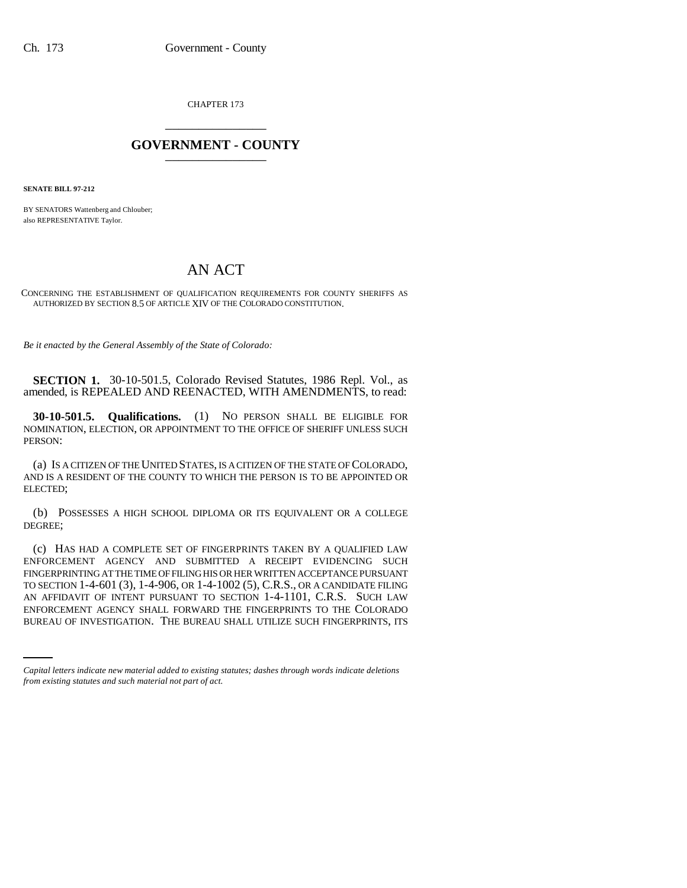CHAPTER 173

# GOVERNMENT - COUNTY

**SENATE BILL 97-212**

BY SENATORS Wattenberg and Chlouber;
also REPRESENTATIVE Taylor.

# AN ACT

CONCERNING THE ESTABLISHMENT OF QUALIFICATION REQUIREMENTS FOR COUNTY SHERIFFS AS AUTHORIZED BY SECTION 8.5 OF ARTICLE XIV OF THE COLORADO CONSTITUTION.

*Be it enacted by the General Assembly of the State of Colorado:*

**SECTION 1.** 30-10-501.5, Colorado Revised Statutes, 1986 Repl. Vol., as amended, is REPEALED AND REENACTED, WITH AMENDMENTS, to read:

**30-10-501.5. Qualifications.** (1) NO PERSON SHALL BE ELIGIBLE FOR NOMINATION, ELECTION, OR APPOINTMENT TO THE OFFICE OF SHERIFF UNLESS SUCH PERSON:

(a) IS A CITIZEN OF THE UNITED STATES, IS A CITIZEN OF THE STATE OF COLORADO, AND IS A RESIDENT OF THE COUNTY TO WHICH THE PERSON IS TO BE APPOINTED OR ELECTED;

(b) POSSESSES A HIGH SCHOOL DIPLOMA OR ITS EQUIVALENT OR A COLLEGE DEGREE;

(c) HAS HAD A COMPLETE SET OF FINGERPRINTS TAKEN BY A QUALIFIED LAW ENFORCEMENT AGENCY AND SUBMITTED A RECEIPT EVIDENCING SUCH FINGERPRINTING AT THE TIME OF FILING HIS OR HER WRITTEN ACCEPTANCE PURSUANT TO SECTION 1-4-601 (3), 1-4-906, OR 1-4-1002 (5), C.R.S., OR A CANDIDATE FILING AN AFFIDAVIT OF INTENT PURSUANT TO SECTION 1-4-1101, C.R.S. SUCH LAW ENFORCEMENT AGENCY SHALL FORWARD THE FINGERPRINTS TO THE COLORADO BUREAU OF INVESTIGATION. THE BUREAU SHALL UTILIZE SUCH FINGERPRINTS, ITS

*Capital letters indicate new material added to existing statutes; dashes through words indicate deletions from existing statutes and such material not part of act.*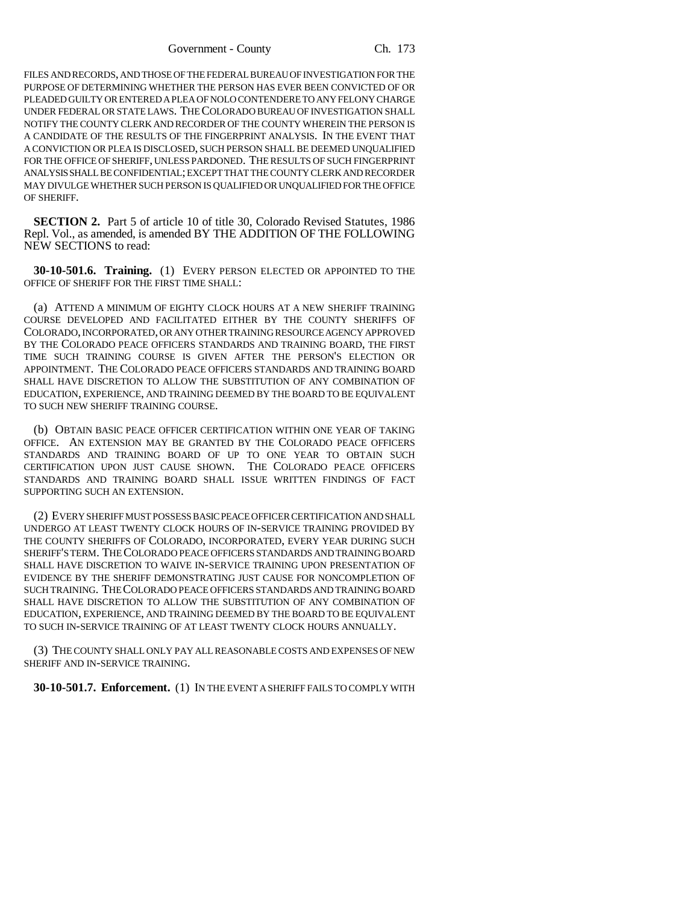FILES AND RECORDS, AND THOSE OF THE FEDERAL BUREAU OF INVESTIGATION FOR THE PURPOSE OF DETERMINING WHETHER THE PERSON HAS EVER BEEN CONVICTED OF OR PLEADED GUILTY OR ENTERED A PLEA OF NOLO CONTENDERE TO ANY FELONY CHARGE UNDER FEDERAL OR STATE LAWS. THE COLORADO BUREAU OF INVESTIGATION SHALL NOTIFY THE COUNTY CLERK AND RECORDER OF THE COUNTY WHEREIN THE PERSON IS A CANDIDATE OF THE RESULTS OF THE FINGERPRINT ANALYSIS. IN THE EVENT THAT A CONVICTION OR PLEA IS DISCLOSED, SUCH PERSON SHALL BE DEEMED UNQUALIFIED FOR THE OFFICE OF SHERIFF, UNLESS PARDONED. THE RESULTS OF SUCH FINGERPRINT ANALYSIS SHALL BE CONFIDENTIAL; EXCEPT THAT THE COUNTY CLERK AND RECORDER MAY DIVULGE WHETHER SUCH PERSON IS QUALIFIED OR UNQUALIFIED FOR THE OFFICE OF SHERIFF.

**SECTION 2.** Part 5 of article 10 of title 30, Colorado Revised Statutes, 1986 Repl. Vol., as amended, is amended BY THE ADDITION OF THE FOLLOWING NEW SECTIONS to read:

**30-10-501.6. Training.** (1) EVERY PERSON ELECTED OR APPOINTED TO THE OFFICE OF SHERIFF FOR THE FIRST TIME SHALL:

(a) ATTEND A MINIMUM OF EIGHTY CLOCK HOURS AT A NEW SHERIFF TRAINING COURSE DEVELOPED AND FACILITATED EITHER BY THE COUNTY SHERIFFS OF COLORADO, INCORPORATED, OR ANY OTHER TRAINING RESOURCE AGENCY APPROVED BY THE COLORADO PEACE OFFICERS STANDARDS AND TRAINING BOARD, THE FIRST TIME SUCH TRAINING COURSE IS GIVEN AFTER THE PERSON'S ELECTION OR APPOINTMENT. THE COLORADO PEACE OFFICERS STANDARDS AND TRAINING BOARD SHALL HAVE DISCRETION TO ALLOW THE SUBSTITUTION OF ANY COMBINATION OF EDUCATION, EXPERIENCE, AND TRAINING DEEMED BY THE BOARD TO BE EQUIVALENT TO SUCH NEW SHERIFF TRAINING COURSE.

(b) OBTAIN BASIC PEACE OFFICER CERTIFICATION WITHIN ONE YEAR OF TAKING OFFICE. AN EXTENSION MAY BE GRANTED BY THE COLORADO PEACE OFFICERS STANDARDS AND TRAINING BOARD OF UP TO ONE YEAR TO OBTAIN SUCH CERTIFICATION UPON JUST CAUSE SHOWN. THE COLORADO PEACE OFFICERS STANDARDS AND TRAINING BOARD SHALL ISSUE WRITTEN FINDINGS OF FACT SUPPORTING SUCH AN EXTENSION.

(2) EVERY SHERIFF MUST POSSESS BASIC PEACE OFFICER CERTIFICATION AND SHALL UNDERGO AT LEAST TWENTY CLOCK HOURS OF IN-SERVICE TRAINING PROVIDED BY THE COUNTY SHERIFFS OF COLORADO, INCORPORATED, EVERY YEAR DURING SUCH SHERIFF'S TERM. THE COLORADO PEACE OFFICERS STANDARDS AND TRAINING BOARD SHALL HAVE DISCRETION TO WAIVE IN-SERVICE TRAINING UPON PRESENTATION OF EVIDENCE BY THE SHERIFF DEMONSTRATING JUST CAUSE FOR NONCOMPLETION OF SUCH TRAINING. THE COLORADO PEACE OFFICERS STANDARDS AND TRAINING BOARD SHALL HAVE DISCRETION TO ALLOW THE SUBSTITUTION OF ANY COMBINATION OF EDUCATION, EXPERIENCE, AND TRAINING DEEMED BY THE BOARD TO BE EQUIVALENT TO SUCH IN-SERVICE TRAINING OF AT LEAST TWENTY CLOCK HOURS ANNUALLY.

(3) THE COUNTY SHALL ONLY PAY ALL REASONABLE COSTS AND EXPENSES OF NEW SHERIFF AND IN-SERVICE TRAINING.

**30-10-501.7. Enforcement.** (1) IN THE EVENT A SHERIFF FAILS TO COMPLY WITH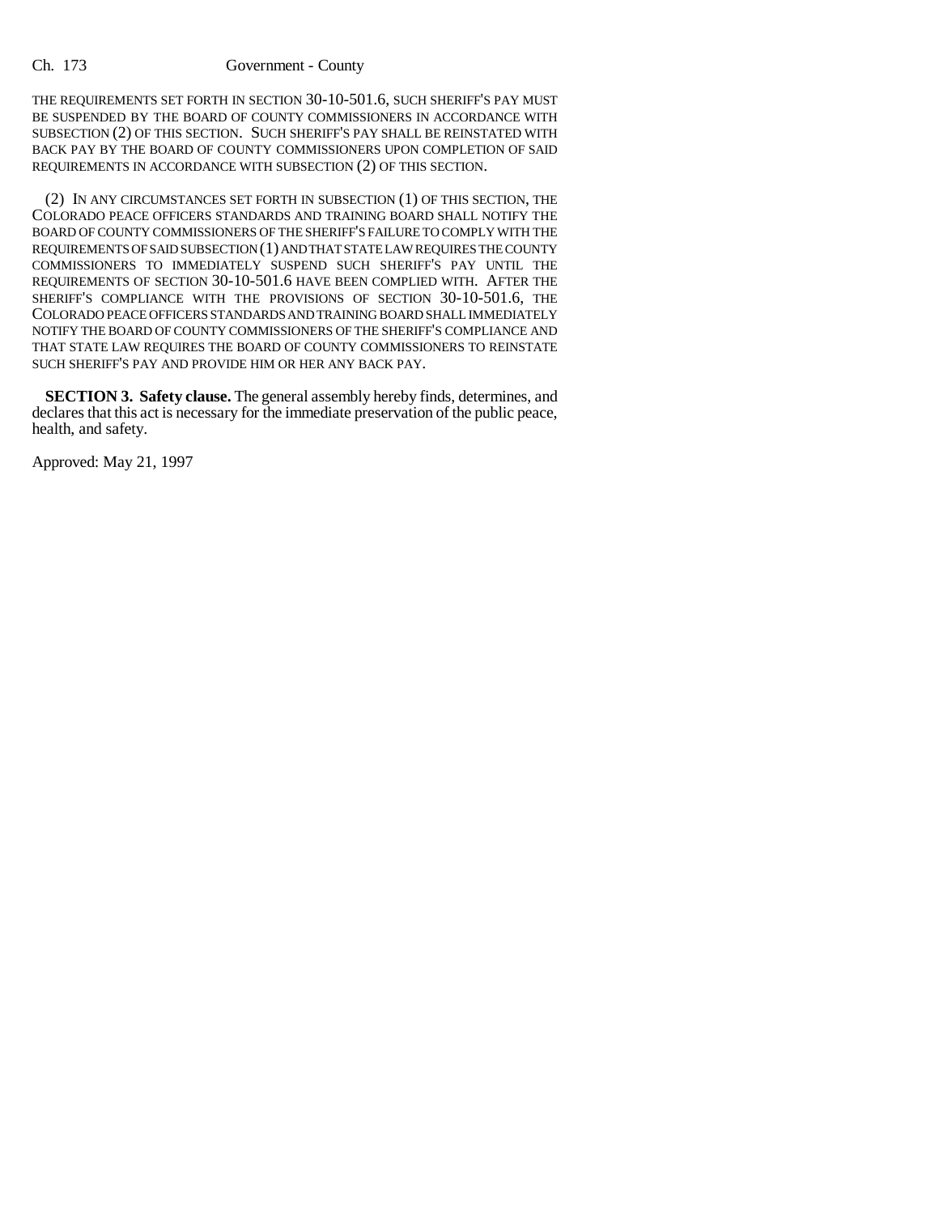THE REQUIREMENTS SET FORTH IN SECTION 30-10-501.6, SUCH SHERIFF'S PAY MUST BE SUSPENDED BY THE BOARD OF COUNTY COMMISSIONERS IN ACCORDANCE WITH SUBSECTION (2) OF THIS SECTION. SUCH SHERIFF'S PAY SHALL BE REINSTATED WITH BACK PAY BY THE BOARD OF COUNTY COMMISSIONERS UPON COMPLETION OF SAID REQUIREMENTS IN ACCORDANCE WITH SUBSECTION (2) OF THIS SECTION.

(2) IN ANY CIRCUMSTANCES SET FORTH IN SUBSECTION (1) OF THIS SECTION, THE COLORADO PEACE OFFICERS STANDARDS AND TRAINING BOARD SHALL NOTIFY THE BOARD OF COUNTY COMMISSIONERS OF THE SHERIFF'S FAILURE TO COMPLY WITH THE REQUIREMENTS OF SAID SUBSECTION (1) AND THAT STATE LAW REQUIRES THE COUNTY COMMISSIONERS TO IMMEDIATELY SUSPEND SUCH SHERIFF'S PAY UNTIL THE REQUIREMENTS OF SECTION 30-10-501.6 HAVE BEEN COMPLIED WITH. AFTER THE SHERIFF'S COMPLIANCE WITH THE PROVISIONS OF SECTION 30-10-501.6, THE COLORADO PEACE OFFICERS STANDARDS AND TRAINING BOARD SHALL IMMEDIATELY NOTIFY THE BOARD OF COUNTY COMMISSIONERS OF THE SHERIFF'S COMPLIANCE AND THAT STATE LAW REQUIRES THE BOARD OF COUNTY COMMISSIONERS TO REINSTATE SUCH SHERIFF'S PAY AND PROVIDE HIM OR HER ANY BACK PAY.

**SECTION 3. Safety clause.** The general assembly hereby finds, determines, and declares that this act is necessary for the immediate preservation of the public peace, health, and safety.

Approved: May 21, 1997